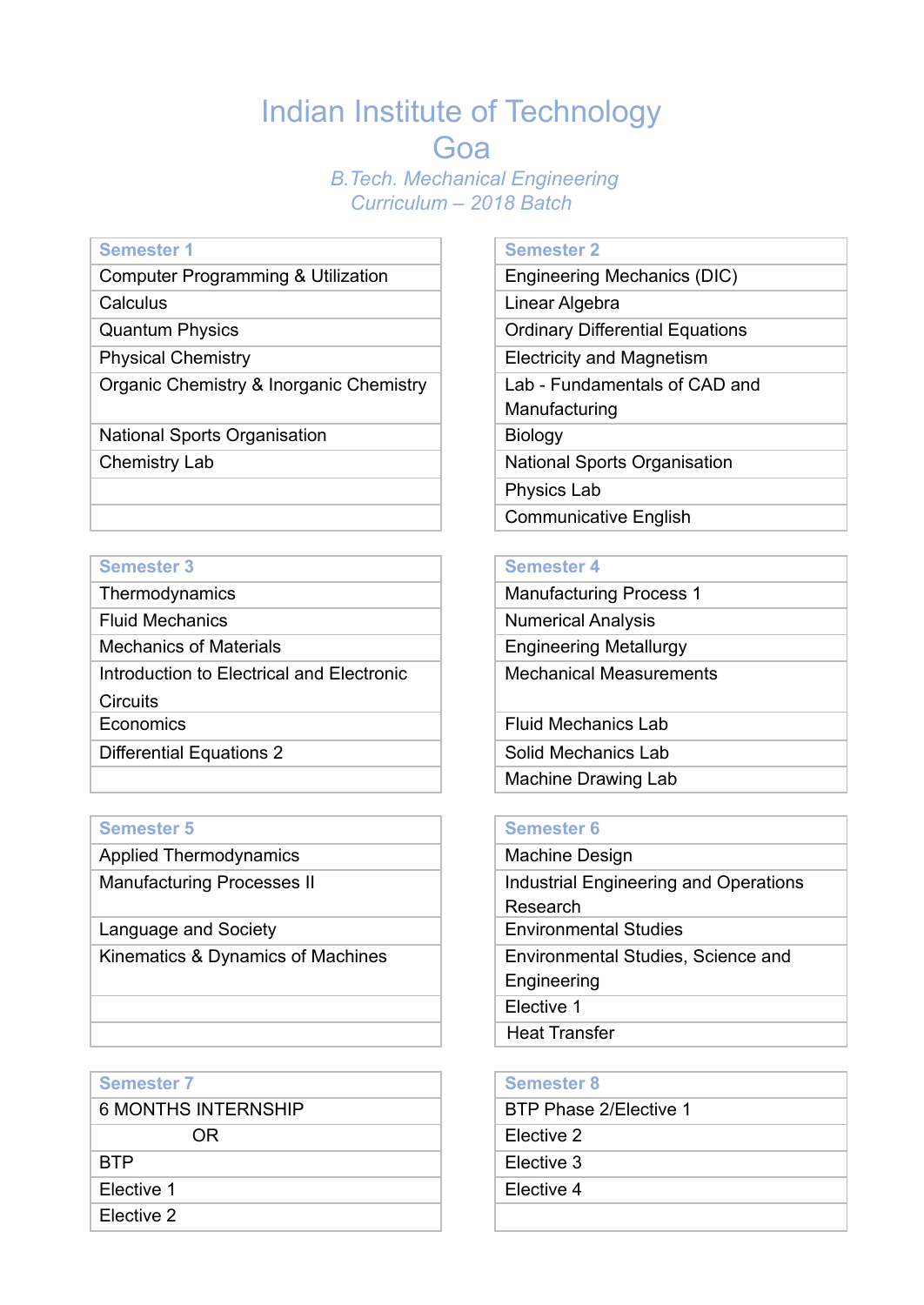# Indian Institute of Technology Goa

*B.Tech. Mechanical Engineering*
*Curriculum – 2018 Batch*

| Semester 1 |
|---|
| Computer Programming & Utilization |
| Calculus |
| Quantum Physics |
| Physical Chemistry |
| Organic Chemistry & Inorganic Chemistry |
| National Sports Organisation |
| Chemistry Lab |
| |
| |

| Semester 2 |
|---|
| Engineering Mechanics (DIC) |
| Linear Algebra |
| Ordinary Differential Equations |
| Electricity and Magnetism |
| Lab - Fundamentals of CAD and Manufacturing |
| Biology |
| National Sports Organisation |
| Physics Lab |
| Communicative English |

| Semester 3 |
|---|
| Thermodynamics |
| Fluid Mechanics |
| Mechanics of Materials |
| Introduction to Electrical and Electronic Circuits |
| Economics |
| Differential Equations 2 |
| |

| Semester 4 |
|---|
| Manufacturing Process 1 |
| Numerical Analysis |
| Engineering Metallurgy |
| Mechanical Measurements |
| Fluid Mechanics Lab |
| Solid Mechanics Lab |
| Machine Drawing Lab |

| Semester 5 |
|---|
| Applied Thermodynamics |
| Manufacturing Processes II |
| Language and Society |
| Kinematics & Dynamics of Machines |
| |
| |

| Semester 6 |
|---|
| Machine Design |
| Industrial Engineering and Operations Research |
| Environmental Studies |
| Environmental Studies, Science and Engineering |
| Elective 1 |
| Heat Transfer |

| Semester 7 |
|---|
| 6 MONTHS INTERNSHIP |
| OR |
| BTP |
| Elective 1 |
| Elective 2 |

| Semester 8 |
|---|
| BTP Phase 2/Elective 1 |
| Elective 2 |
| Elective 3 |
| Elective 4 |
| |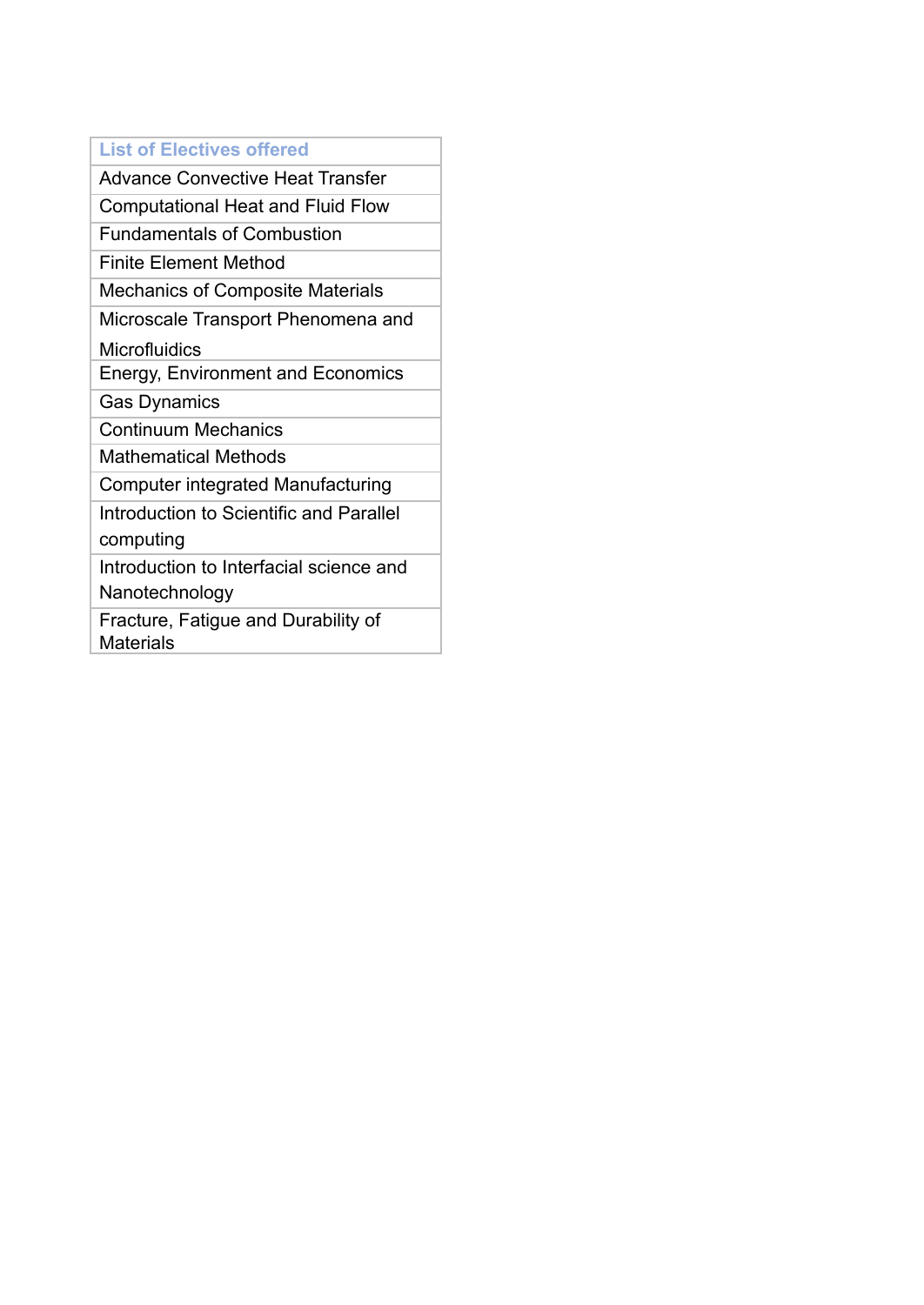| List of Electives offered |
| --- |
| Advance Convective Heat Transfer |
| Computational Heat and Fluid Flow |
| Fundamentals of Combustion |
| Finite Element Method |
| Mechanics of Composite Materials |
| Microscale Transport Phenomena and Microfluidics |
| Energy, Environment and Economics |
| Gas Dynamics |
| Continuum Mechanics |
| Mathematical Methods |
| Computer integrated Manufacturing |
| Introduction to Scientific and Parallel computing |
| Introduction to Interfacial science and Nanotechnology |
| Fracture, Fatigue and Durability of Materials |